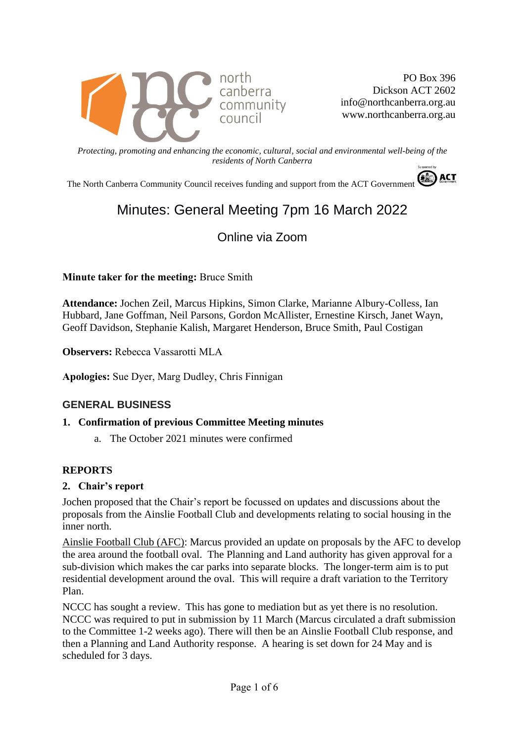north canberra community council

PO Box 396
Dickson ACT 2602
info@northcanberra.org.au
www.northcanberra.org.au

*Protecting, promoting and enhancing the economic, cultural, social and environmental well-being of the residents of North Canberra*

The North Canberra Community Council receives funding and support from the ACT Government

# Minutes: General Meeting 7pm 16 March 2022

## Online via Zoom

**Minute taker for the meeting:** Bruce Smith

**Attendance:** Jochen Zeil, Marcus Hipkins, Simon Clarke, Marianne Albury-Colless, Ian Hubbard, Jane Goffman, Neil Parsons, Gordon McAllister, Ernestine Kirsch, Janet Wayn, Geoff Davidson, Stephanie Kalish, Margaret Henderson, Bruce Smith, Paul Costigan

**Observers:** Rebecca Vassarotti MLA

**Apologies:** Sue Dyer, Marg Dudley, Chris Finnigan

## GENERAL BUSINESS

### 1. Confirmation of previous Committee Meeting minutes

a. The October 2021 minutes were confirmed

## REPORTS

### 2. Chair's report

Jochen proposed that the Chair's report be focussed on updates and discussions about the proposals from the Ainslie Football Club and developments relating to social housing in the inner north.

Ainslie Football Club (AFC): Marcus provided an update on proposals by the AFC to develop the area around the football oval. The Planning and Land authority has given approval for a sub-division which makes the car parks into separate blocks. The longer-term aim is to put residential development around the oval. This will require a draft variation to the Territory Plan.

NCCC has sought a review. This has gone to mediation but as yet there is no resolution. NCCC was required to put in submission by 11 March (Marcus circulated a draft submission to the Committee 1-2 weeks ago). There will then be an Ainslie Football Club response, and then a Planning and Land Authority response. A hearing is set down for 24 May and is scheduled for 3 days.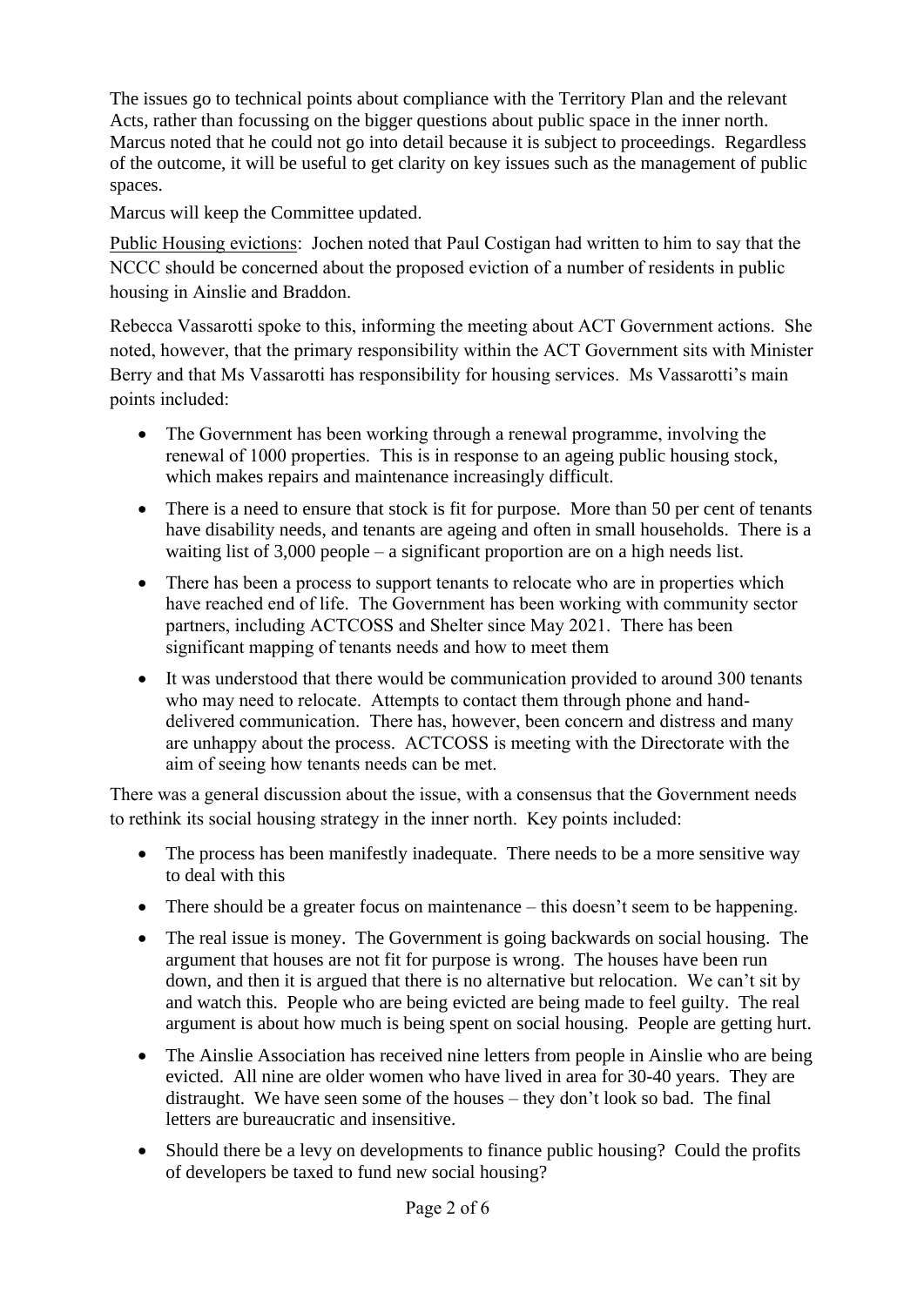The issues go to technical points about compliance with the Territory Plan and the relevant Acts, rather than focussing on the bigger questions about public space in the inner north. Marcus noted that he could not go into detail because it is subject to proceedings. Regardless of the outcome, it will be useful to get clarity on key issues such as the management of public spaces.

Marcus will keep the Committee updated.

Public Housing evictions: Jochen noted that Paul Costigan had written to him to say that the NCCC should be concerned about the proposed eviction of a number of residents in public housing in Ainslie and Braddon.

Rebecca Vassarotti spoke to this, informing the meeting about ACT Government actions. She noted, however, that the primary responsibility within the ACT Government sits with Minister Berry and that Ms Vassarotti has responsibility for housing services. Ms Vassarotti's main points included:

- The Government has been working through a renewal programme, involving the renewal of 1000 properties. This is in response to an ageing public housing stock, which makes repairs and maintenance increasingly difficult.
- There is a need to ensure that stock is fit for purpose. More than 50 per cent of tenants have disability needs, and tenants are ageing and often in small households. There is a waiting list of 3,000 people – a significant proportion are on a high needs list.
- There has been a process to support tenants to relocate who are in properties which have reached end of life. The Government has been working with community sector partners, including ACTCOSS and Shelter since May 2021. There has been significant mapping of tenants needs and how to meet them
- It was understood that there would be communication provided to around 300 tenants who may need to relocate. Attempts to contact them through phone and hand-delivered communication. There has, however, been concern and distress and many are unhappy about the process. ACTCOSS is meeting with the Directorate with the aim of seeing how tenants needs can be met.

There was a general discussion about the issue, with a consensus that the Government needs to rethink its social housing strategy in the inner north. Key points included:

- The process has been manifestly inadequate. There needs to be a more sensitive way to deal with this
- There should be a greater focus on maintenance – this doesn't seem to be happening.
- The real issue is money. The Government is going backwards on social housing. The argument that houses are not fit for purpose is wrong. The houses have been run down, and then it is argued that there is no alternative but relocation. We can't sit by and watch this. People who are being evicted are being made to feel guilty. The real argument is about how much is being spent on social housing. People are getting hurt.
- The Ainslie Association has received nine letters from people in Ainslie who are being evicted. All nine are older women who have lived in area for 30-40 years. They are distraught. We have seen some of the houses – they don't look so bad. The final letters are bureaucratic and insensitive.
- Should there be a levy on developments to finance public housing? Could the profits of developers be taxed to fund new social housing?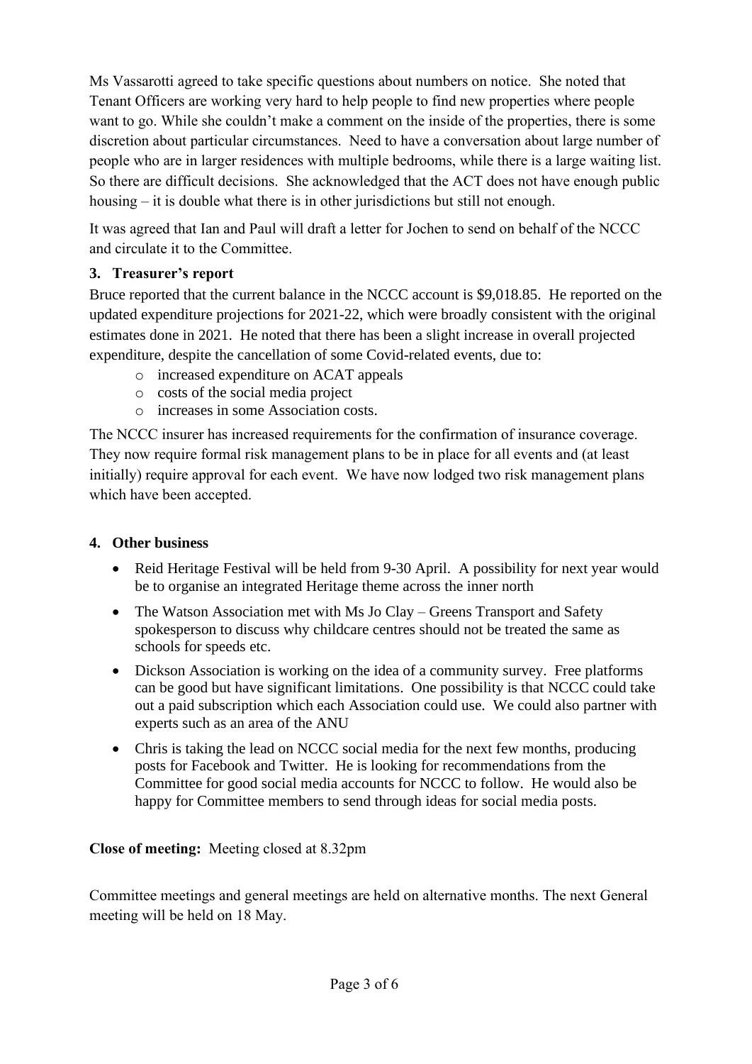Ms Vassarotti agreed to take specific questions about numbers on notice. She noted that Tenant Officers are working very hard to help people to find new properties where people want to go. While she couldn't make a comment on the inside of the properties, there is some discretion about particular circumstances. Need to have a conversation about large number of people who are in larger residences with multiple bedrooms, while there is a large waiting list. So there are difficult decisions. She acknowledged that the ACT does not have enough public housing – it is double what there is in other jurisdictions but still not enough.

It was agreed that Ian and Paul will draft a letter for Jochen to send on behalf of the NCCC and circulate it to the Committee.

### 3. Treasurer's report

Bruce reported that the current balance in the NCCC account is $9,018.85. He reported on the updated expenditure projections for 2021-22, which were broadly consistent with the original estimates done in 2021. He noted that there has been a slight increase in overall projected expenditure, despite the cancellation of some Covid-related events, due to:

- increased expenditure on ACAT appeals
- costs of the social media project
- increases in some Association costs.

The NCCC insurer has increased requirements for the confirmation of insurance coverage. They now require formal risk management plans to be in place for all events and (at least initially) require approval for each event. We have now lodged two risk management plans which have been accepted.

### 4. Other business

- Reid Heritage Festival will be held from 9-30 April. A possibility for next year would be to organise an integrated Heritage theme across the inner north
- The Watson Association met with Ms Jo Clay – Greens Transport and Safety spokesperson to discuss why childcare centres should not be treated the same as schools for speeds etc.
- Dickson Association is working on the idea of a community survey. Free platforms can be good but have significant limitations. One possibility is that NCCC could take out a paid subscription which each Association could use. We could also partner with experts such as an area of the ANU
- Chris is taking the lead on NCCC social media for the next few months, producing posts for Facebook and Twitter. He is looking for recommendations from the Committee for good social media accounts for NCCC to follow. He would also be happy for Committee members to send through ideas for social media posts.

**Close of meeting:** Meeting closed at 8.32pm

Committee meetings and general meetings are held on alternative months. The next General meeting will be held on 18 May.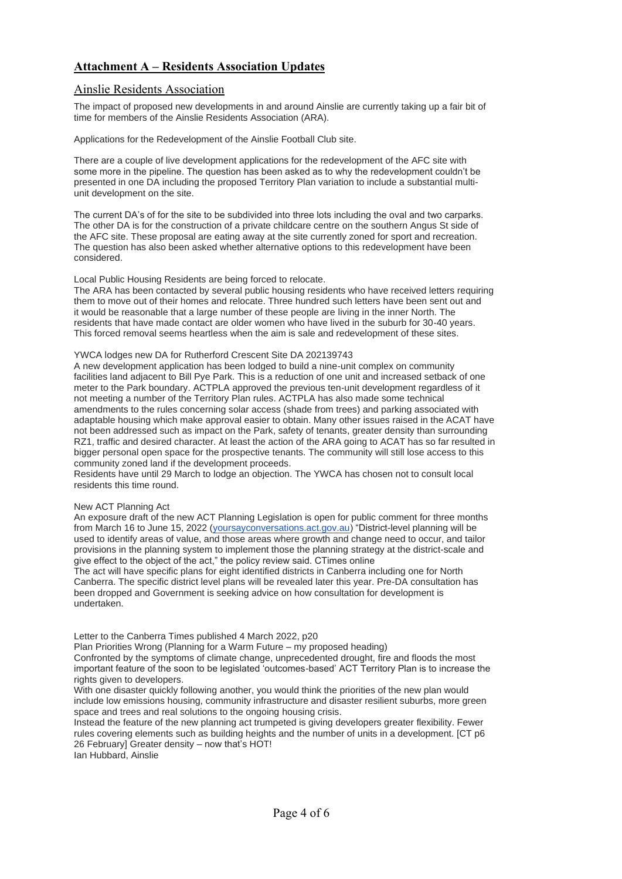## Attachment A – Residents Association Updates

### Ainslie Residents Association

The impact of proposed new developments in and around Ainslie are currently taking up a fair bit of time for members of the Ainslie Residents Association (ARA).

Applications for the Redevelopment of the Ainslie Football Club site.

There are a couple of live development applications for the redevelopment of the AFC site with some more in the pipeline. The question has been asked as to why the redevelopment couldn't be presented in one DA including the proposed Territory Plan variation to include a substantial multi-unit development on the site.

The current DA's of for the site to be subdivided into three lots including the oval and two carparks. The other DA is for the construction of a private childcare centre on the southern Angus St side of the AFC site. These proposal are eating away at the site currently zoned for sport and recreation. The question has also been asked whether alternative options to this redevelopment have been considered.

Local Public Housing Residents are being forced to relocate.
The ARA has been contacted by several public housing residents who have received letters requiring them to move out of their homes and relocate. Three hundred such letters have been sent out and it would be reasonable that a large number of these people are living in the inner North. The residents that have made contact are older women who have lived in the suburb for 30-40 years. This forced removal seems heartless when the aim is sale and redevelopment of these sites.

YWCA lodges new DA for Rutherford Crescent Site DA 202139743
A new development application has been lodged to build a nine-unit complex on community facilities land adjacent to Bill Pye Park. This is a reduction of one unit and increased setback of one meter to the Park boundary. ACTPLA approved the previous ten-unit development regardless of it not meeting a number of the Territory Plan rules. ACTPLA has also made some technical amendments to the rules concerning solar access (shade from trees) and parking associated with adaptable housing which make approval easier to obtain. Many other issues raised in the ACAT have not been addressed such as impact on the Park, safety of tenants, greater density than surrounding RZ1, traffic and desired character. At least the action of the ARA going to ACAT has so far resulted in bigger personal open space for the prospective tenants. The community will still lose access to this community zoned land if the development proceeds.
Residents have until 29 March to lodge an objection. The YWCA has chosen not to consult local residents this time round.

New ACT Planning Act
An exposure draft of the new ACT Planning Legislation is open for public comment for three months from March 16 to June 15, 2022 ([yoursayconversations.act.gov.au](yoursayconversations.act.gov.au)) "District-level planning will be used to identify areas of value, and those areas where growth and change need to occur, and tailor provisions in the planning system to implement those the planning strategy at the district-scale and give effect to the object of the act," the policy review said. CTimes online
The act will have specific plans for eight identified districts in Canberra including one for North Canberra. The specific district level plans will be revealed later this year. Pre-DA consultation has been dropped and Government is seeking advice on how consultation for development is undertaken.

Letter to the Canberra Times published 4 March 2022, p20
Plan Priorities Wrong (Planning for a Warm Future – my proposed heading)
Confronted by the symptoms of climate change, unprecedented drought, fire and floods the most important feature of the soon to be legislated 'outcomes-based' ACT Territory Plan is to increase the rights given to developers.
With one disaster quickly following another, you would think the priorities of the new plan would include low emissions housing, community infrastructure and disaster resilient suburbs, more green space and trees and real solutions to the ongoing housing crisis.
Instead the feature of the new planning act trumpeted is giving developers greater flexibility. Fewer rules covering elements such as building heights and the number of units in a development. [CT p6 26 February] Greater density – now that's HOT!
Ian Hubbard, Ainslie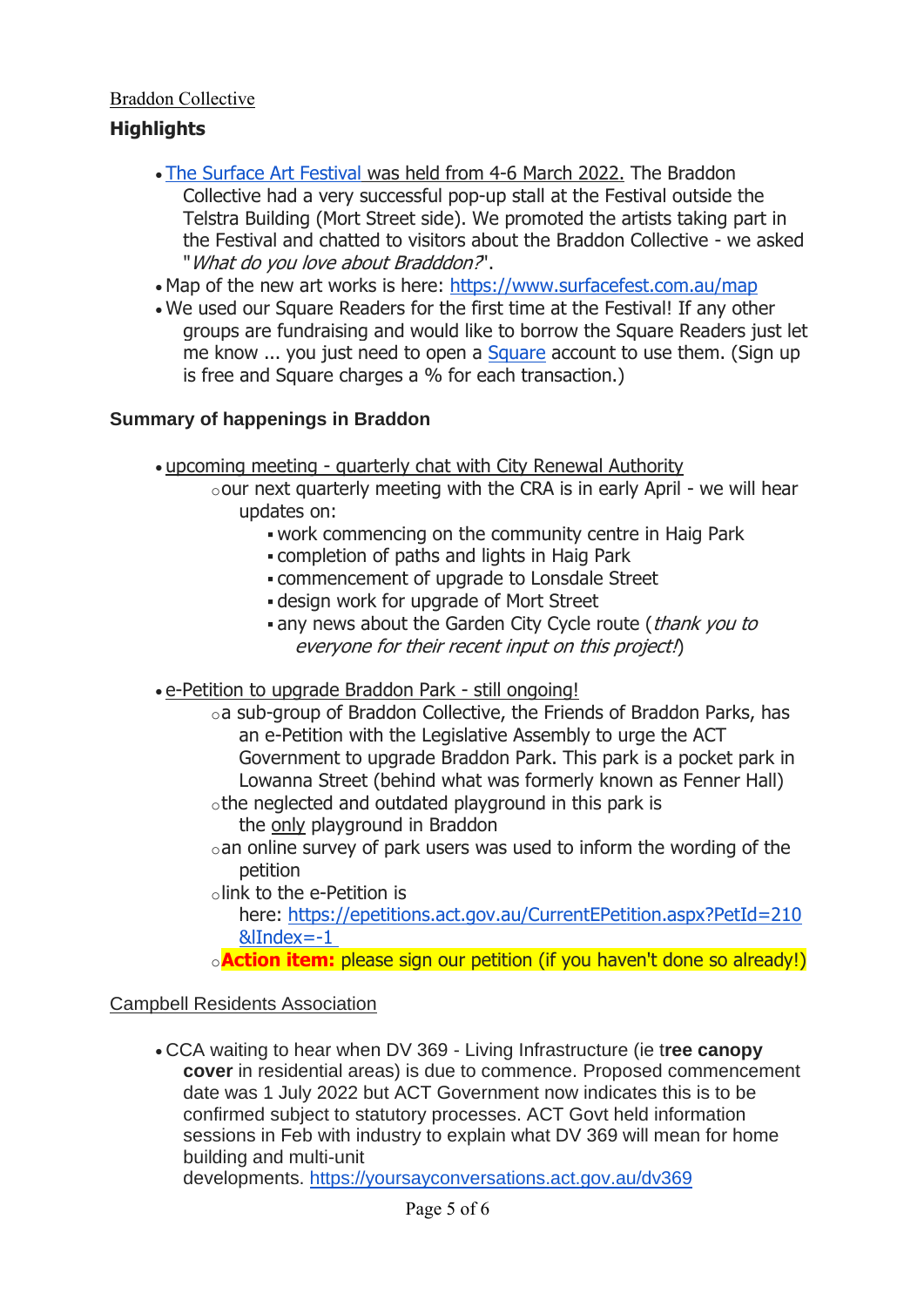Braddon Collective

**Highlights**

- The Surface Art Festival was held from 4-6 March 2022. The Braddon Collective had a very successful pop-up stall at the Festival outside the Telstra Building (Mort Street side). We promoted the artists taking part in the Festival and chatted to visitors about the Braddon Collective - we asked "*What do you love about Bradddon?*".
- Map of the new art works is here: https://www.surfacefest.com.au/map
- We used our Square Readers for the first time at the Festival! If any other groups are fundraising and would like to borrow the Square Readers just let me know ... you just need to open a Square account to use them. (Sign up is free and Square charges a % for each transaction.)

**Summary of happenings in Braddon**

- upcoming meeting - quarterly chat with City Renewal Authority
  - our next quarterly meeting with the CRA is in early April - we will hear updates on:
    - work commencing on the community centre in Haig Park
    - completion of paths and lights in Haig Park
    - commencement of upgrade to Lonsdale Street
    - design work for upgrade of Mort Street
    - any news about the Garden City Cycle route (*thank you to everyone for their recent input on this project!*)

- e-Petition to upgrade Braddon Park - still ongoing!
  - a sub-group of Braddon Collective, the Friends of Braddon Parks, has an e-Petition with the Legislative Assembly to urge the ACT Government to upgrade Braddon Park. This park is a pocket park in Lowanna Street (behind what was formerly known as Fenner Hall)
  - the neglected and outdated playground in this park is the only playground in Braddon
  - an online survey of park users was used to inform the wording of the petition
  - link to the e-Petition is here: https://epetitions.act.gov.au/CurrentEPetition.aspx?PetId=210&lIndex=-1
  - **Action item:** please sign our petition (if you haven't done so already!)

Campbell Residents Association

- CCA waiting to hear when DV 369 - Living Infrastructure (ie t**ree canopy cover** in residential areas) is due to commence. Proposed commencement date was 1 July 2022 but ACT Government now indicates this is to be confirmed subject to statutory processes. ACT Govt held information sessions in Feb with industry to explain what DV 369 will mean for home building and multi-unit developments. https://yoursayconversations.act.gov.au/dv369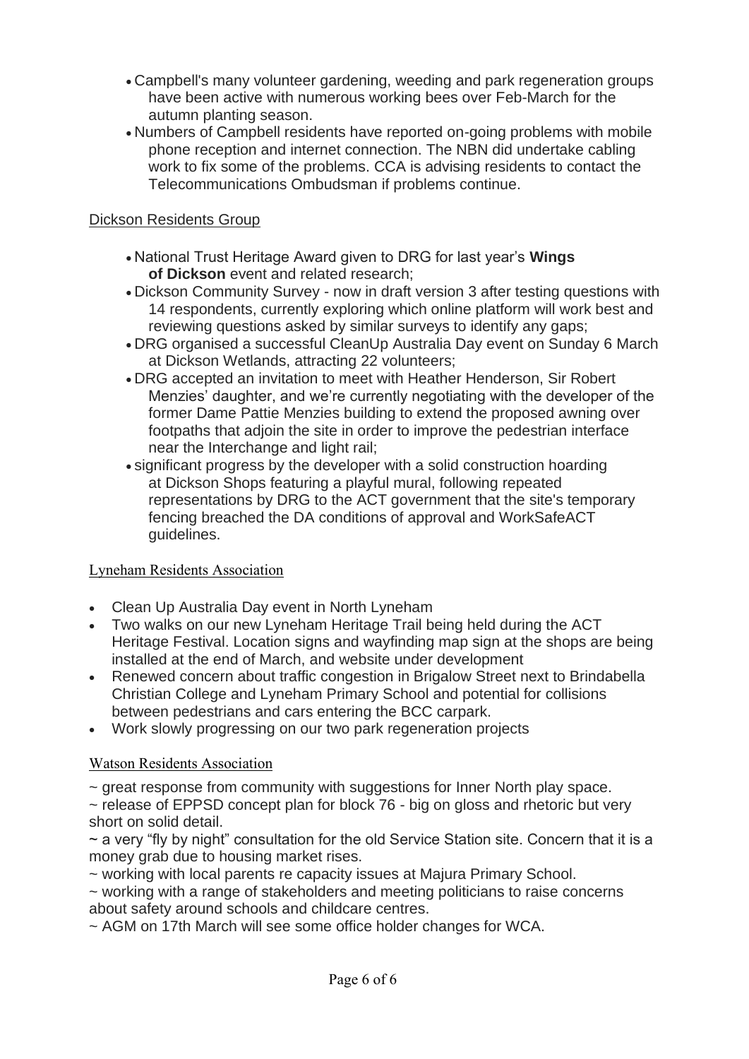- Campbell's many volunteer gardening, weeding and park regeneration groups have been active with numerous working bees over Feb-March for the autumn planting season.
- Numbers of Campbell residents have reported on-going problems with mobile phone reception and internet connection. The NBN did undertake cabling work to fix some of the problems. CCA is advising residents to contact the Telecommunications Ombudsman if problems continue.

Dickson Residents Group

- National Trust Heritage Award given to DRG for last year's **Wings of Dickson** event and related research;
- Dickson Community Survey - now in draft version 3 after testing questions with 14 respondents, currently exploring which online platform will work best and reviewing questions asked by similar surveys to identify any gaps;
- DRG organised a successful CleanUp Australia Day event on Sunday 6 March at Dickson Wetlands, attracting 22 volunteers;
- DRG accepted an invitation to meet with Heather Henderson, Sir Robert Menzies' daughter, and we're currently negotiating with the developer of the former Dame Pattie Menzies building to extend the proposed awning over footpaths that adjoin the site in order to improve the pedestrian interface near the Interchange and light rail;
- significant progress by the developer with a solid construction hoarding at Dickson Shops featuring a playful mural, following repeated representations by DRG to the ACT government that the site's temporary fencing breached the DA conditions of approval and WorkSafeACT guidelines.

Lyneham Residents Association

- Clean Up Australia Day event in North Lyneham
- Two walks on our new Lyneham Heritage Trail being held during the ACT Heritage Festival. Location signs and wayfinding map sign at the shops are being installed at the end of March, and website under development
- Renewed concern about traffic congestion in Brigalow Street next to Brindabella Christian College and Lyneham Primary School and potential for collisions between pedestrians and cars entering the BCC carpark.
- Work slowly progressing on our two park regeneration projects

Watson Residents Association

~ great response from community with suggestions for Inner North play space.
~ release of EPPSD concept plan for block 76 - big on gloss and rhetoric but very short on solid detail.
~ a very "fly by night" consultation for the old Service Station site. Concern that it is a money grab due to housing market rises.
~ working with local parents re capacity issues at Majura Primary School.
~ working with a range of stakeholders and meeting politicians to raise concerns about safety around schools and childcare centres.
~ AGM on 17th March will see some office holder changes for WCA.